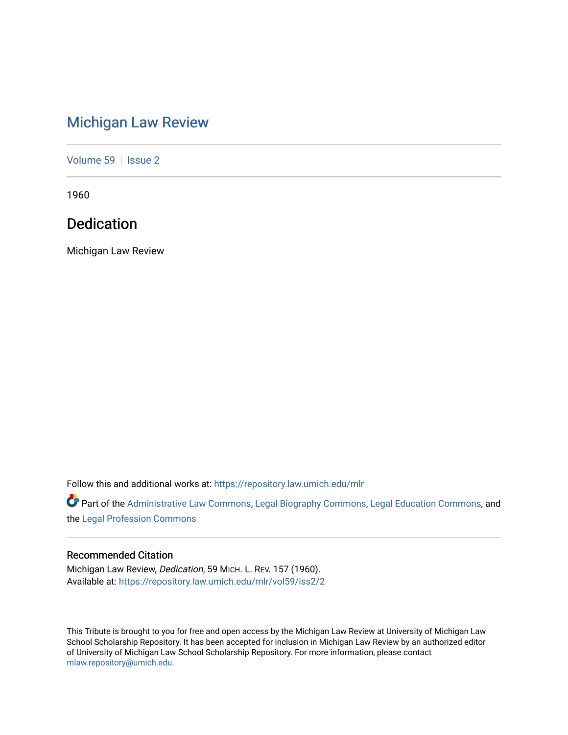# Michigan Law Review

Volume 59 | Issue 2

1960

## Dedication

Michigan Law Review

Follow this and additional works at: https://repository.law.umich.edu/mlr

Part of the Administrative Law Commons, Legal Biography Commons, Legal Education Commons, and the Legal Profession Commons

### Recommended Citation

Michigan Law Review, *Dedication*, 59 MICH. L. REV. 157 (1960).
Available at: https://repository.law.umich.edu/mlr/vol59/iss2/2

This Tribute is brought to you for free and open access by the Michigan Law Review at University of Michigan Law School Scholarship Repository. It has been accepted for inclusion in Michigan Law Review by an authorized editor of University of Michigan Law School Scholarship Repository. For more information, please contact mlaw.repository@umich.edu.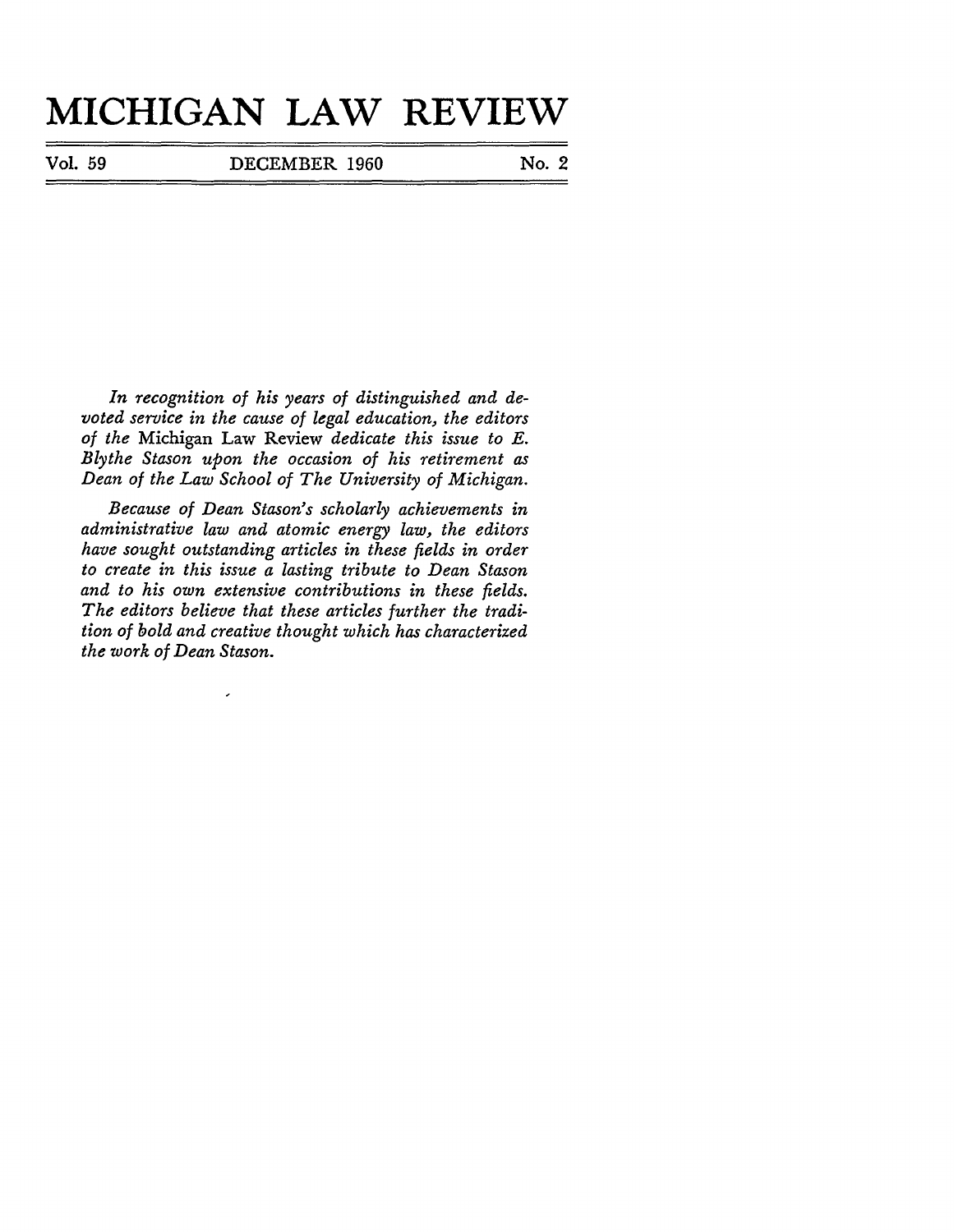# MICHIGAN LAW REVIEW

Vol. 59 DECEMBER 1960 No. 2

*In recognition of his years of distinguished and devoted service in the cause of legal education, the editors of the* Michigan Law Review *dedicate this issue to E. Blythe Stason upon the occasion of his retirement as Dean of the Law School of The University of Michigan.*

*Because of Dean Stason's scholarly achievements in administrative law and atomic energy law, the editors have sought outstanding articles in these fields in order to create in this issue a lasting tribute to Dean Stason and to his own extensive contributions in these fields. The editors believe that these articles further the tradition of bold and creative thought which has characterized the work of Dean Stason.*